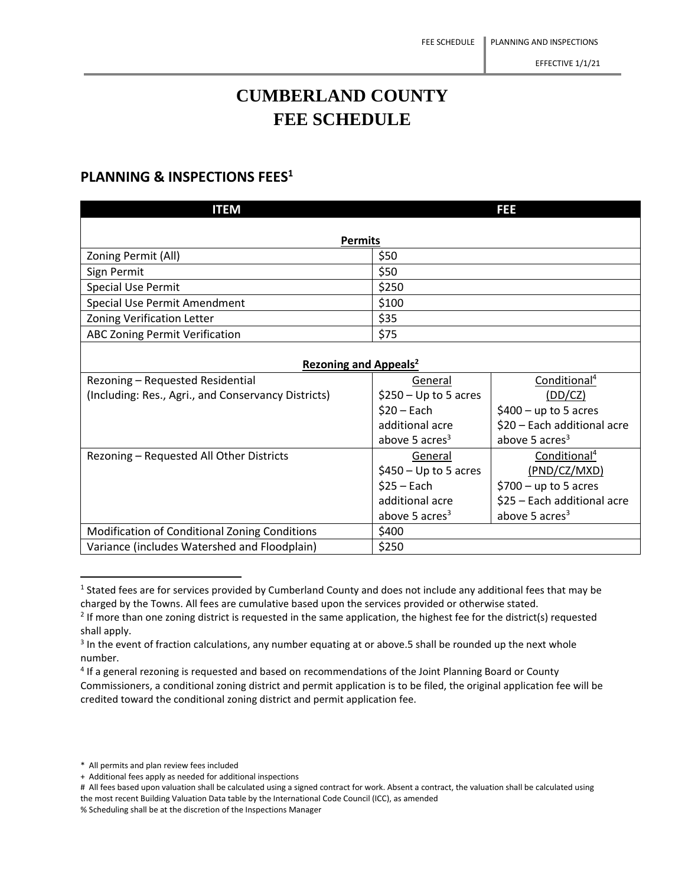# CUMBERLAND COUNTY FEE SCHEDULE

## PLANNING & INSPECTIONS FEES[1]

| ITEM | FEE | |
|---|---|---|
| **Permits** | | |
| Zoning Permit (All) | $50 | |
| Sign Permit | $50 | |
| Special Use Permit | $250 | |
| Special Use Permit Amendment | $100 | |
| Zoning Verification Letter | $35 | |
| ABC Zoning Permit Verification | $75 | |
| **Rezoning and Appeals[2]** | | |
| Rezoning – Requested Residential (Including: Res., Agri., and Conservancy Districts) | General<br>$250 – Up to 5 acres<br>$20 – Each additional acre above 5 acres[3] | Conditional[4] (DD/CZ)<br>$400 – up to 5 acres<br>$20 – Each additional acre above 5 acres[3] |
| Rezoning – Requested All Other Districts | General<br>$450 – Up to 5 acres<br>$25 – Each additional acre above 5 acres[3] | Conditional[4] (PND/CZ/MXD)<br>$700 – up to 5 acres<br>$25 – Each additional acre above 5 acres[3] |
| Modification of Conditional Zoning Conditions | $400 | |
| Variance (includes Watershed and Floodplain) | $250 | |

[1] Stated fees are for services provided by Cumberland County and does not include any additional fees that may be charged by the Towns. All fees are cumulative based upon the services provided or otherwise stated.

[2] If more than one zoning district is requested in the same application, the highest fee for the district(s) requested shall apply.

[3] In the event of fraction calculations, any number equating at or above.5 shall be rounded up the next whole number.

[4] If a general rezoning is requested and based on recommendations of the Joint Planning Board or County Commissioners, a conditional zoning district and permit application is to be filed, the original application fee will be credited toward the conditional zoning district and permit application fee.

\* All permits and plan review fees included

\+ Additional fees apply as needed for additional inspections

\# All fees based upon valuation shall be calculated using a signed contract for work. Absent a contract, the valuation shall be calculated using the most recent Building Valuation Data table by the International Code Council (ICC), as amended

% Scheduling shall be at the discretion of the Inspections Manager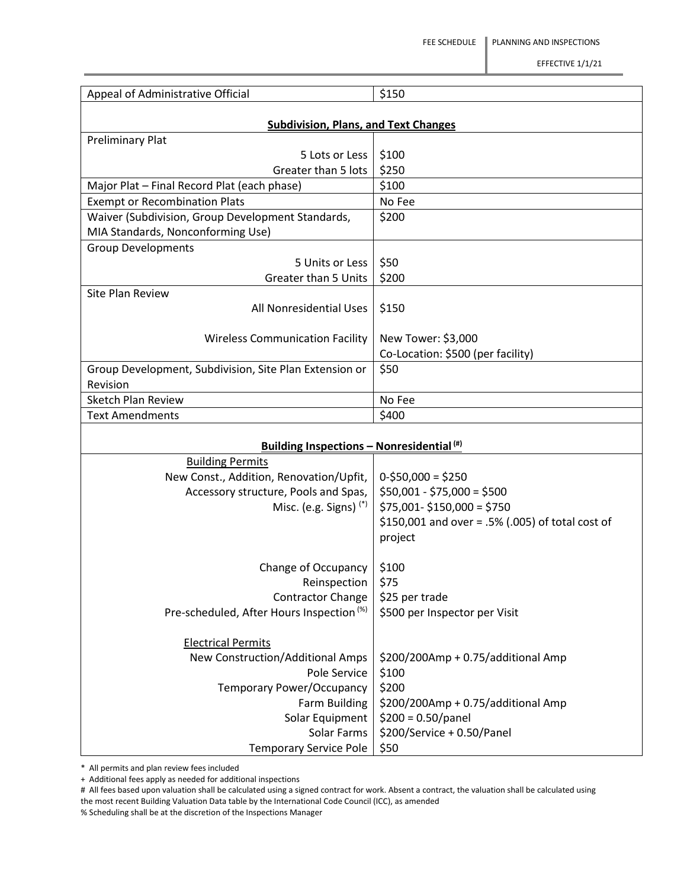| Appeal of Administrative Official | $150 |
|---|---|
| **Subdivision, Plans, and Text Changes** | |
| Preliminary Plat | |
| 5 Lots or Less | $100 |
| Greater than 5 lots | $250 |
| Major Plat – Final Record Plat (each phase) | $100 |
| Exempt or Recombination Plats | No Fee |
| Waiver (Subdivision, Group Development Standards, MIA Standards, Nonconforming Use) | $200 |
| Group Developments | |
| 5 Units or Less | $50 |
| Greater than 5 Units | $200 |
| Site Plan Review | |
| All Nonresidential Uses | $150 |
| Wireless Communication Facility | New Tower: $3,000<br>Co-Location: $500 (per facility) |
| Group Development, Subdivision, Site Plan Extension or Revision | $50 |
| Sketch Plan Review | No Fee |
| Text Amendments | $400 |
| **Building Inspections – Nonresidential (#)** | |
| Building Permits | |
| New Const., Addition, Renovation/Upfit, Accessory structure, Pools and Spas, Misc. (e.g. Signs) (*) | 0-$50,000 = $250<br>$50,001 - $75,000 = $500<br>$75,001- $150,000 = $750<br>$150,001 and over = .5% (.005) of total cost of project |
| Change of Occupancy | $100 |
| Reinspection | $75 |
| Contractor Change | $25 per trade |
| Pre-scheduled, After Hours Inspection (%) | $500 per Inspector per Visit |
| Electrical Permits | |
| New Construction/Additional Amps | $200/200Amp + 0.75/additional Amp |
| Pole Service | $100 |
| Temporary Power/Occupancy | $200 |
| Farm Building | $200/200Amp + 0.75/additional Amp |
| Solar Equipment | $200 = 0.50/panel |
| Solar Farms | $200/Service + 0.50/Panel |
| Temporary Service Pole | $50 |

\* All permits and plan review fees included

\+ Additional fees apply as needed for additional inspections

\# All fees based upon valuation shall be calculated using a signed contract for work. Absent a contract, the valuation shall be calculated using the most recent Building Valuation Data table by the International Code Council (ICC), as amended

% Scheduling shall be at the discretion of the Inspections Manager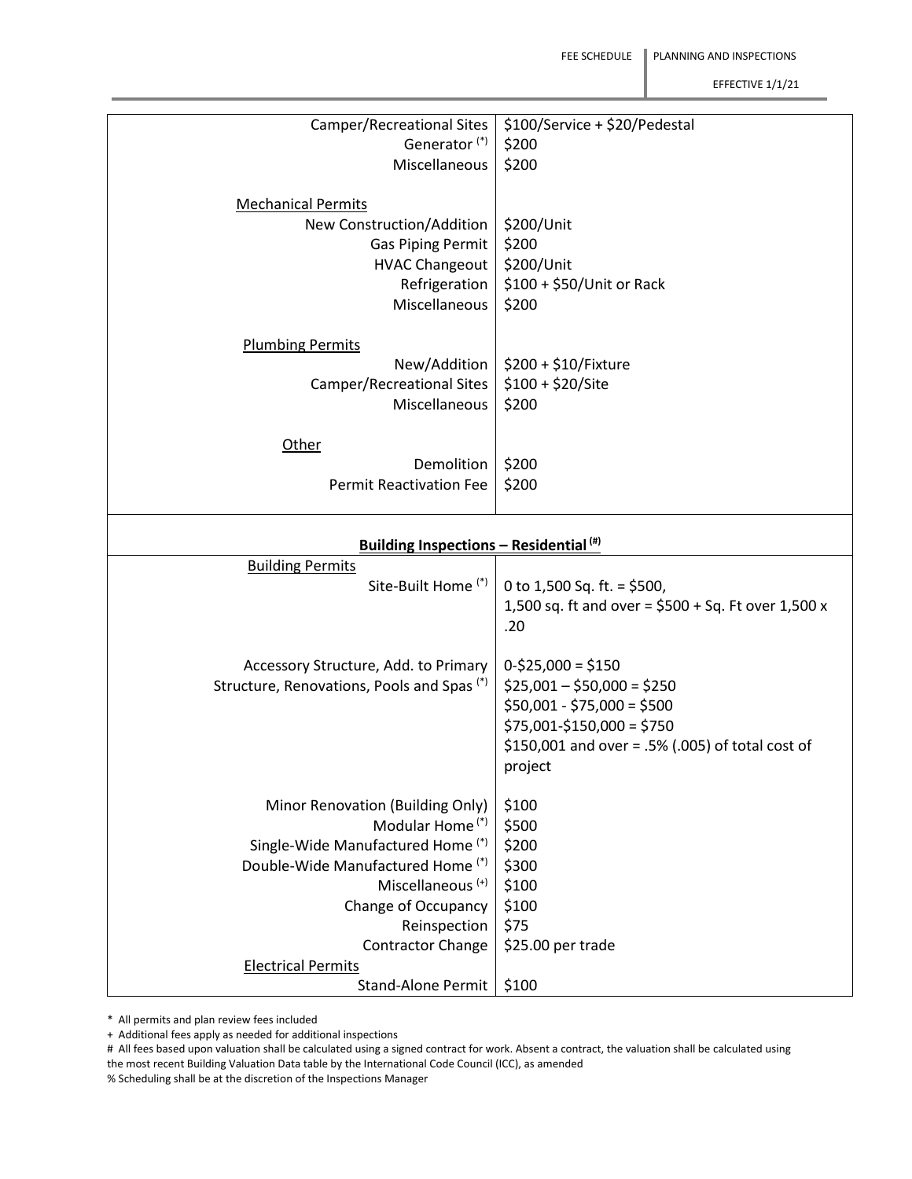| | |
|---|---|
| Camper/Recreational Sites | $100/Service + $20/Pedestal |
| Generator (*) | $200 |
| Miscellaneous | $200 |
| <u>Mechanical Permits</u> | |
| New Construction/Addition | $200/Unit |
| Gas Piping Permit | $200 |
| HVAC Changeout | $200/Unit |
| Refrigeration | $100 + $50/Unit or Rack |
| Miscellaneous | $200 |
| <u>Plumbing Permits</u> | |
| New/Addition | $200 + $10/Fixture |
| Camper/Recreational Sites | $100 + $20/Site |
| Miscellaneous | $200 |
| <u>Other</u> | |
| Demolition | $200 |
| Permit Reactivation Fee | $200 |

| **Building Inspections – Residential (#)** | |
|---|---|
| <u>Building Permits</u> | |
| Site-Built Home (*) | 0 to 1,500 Sq. ft. = $500,<br>1,500 sq. ft and over = $500 + Sq. Ft over 1,500 x .20 |
| Accessory Structure, Add. to Primary Structure, Renovations, Pools and Spas (*) | 0-$25,000 = $150<br>$25,001 – $50,000 = $250<br>$50,001 - $75,000 = $500<br>$75,001-$150,000 = $750<br>$150,001 and over = .5% (.005) of total cost of project |
| Minor Renovation (Building Only) | $100 |
| Modular Home (*) | $500 |
| Single-Wide Manufactured Home (*) | $200 |
| Double-Wide Manufactured Home (*) | $300 |
| Miscellaneous (+) | $100 |
| Change of Occupancy | $100 |
| Reinspection | $75 |
| Contractor Change | $25.00 per trade |
| <u>Electrical Permits</u> | |
| Stand-Alone Permit | $100 |

* All permits and plan review fees included

+ Additional fees apply as needed for additional inspections

# All fees based upon valuation shall be calculated using a signed contract for work. Absent a contract, the valuation shall be calculated using the most recent Building Valuation Data table by the International Code Council (ICC), as amended

% Scheduling shall be at the discretion of the Inspections Manager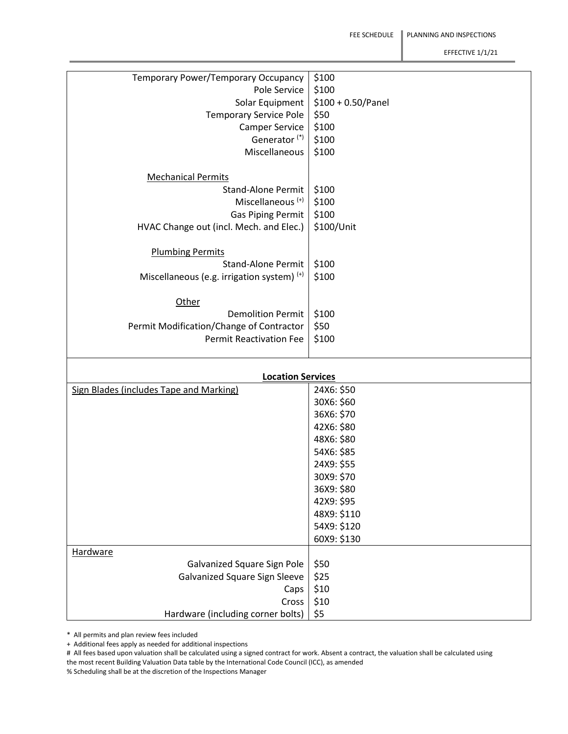| | |
|---|---|
| Temporary Power/Temporary Occupancy | $100 |
| Pole Service | $100 |
| Solar Equipment | $100 + 0.50/Panel |
| Temporary Service Pole | $50 |
| Camper Service | $100 |
| Generator (*) | $100 |
| Miscellaneous | $100 |
| | |
| Mechanical Permits | |
| Stand-Alone Permit | $100 |
| Miscellaneous (+) | $100 |
| Gas Piping Permit | $100 |
| HVAC Change out (incl. Mech. and Elec.) | $100/Unit |
| | |
| Plumbing Permits | |
| Stand-Alone Permit | $100 |
| Miscellaneous (e.g. irrigation system) (+) | $100 |
| | |
| Other | |
| Demolition Permit | $100 |
| Permit Modification/Change of Contractor | $50 |
| Permit Reactivation Fee | $100 |

**Location Services**

| | |
|---|---|
| Sign Blades (includes Tape and Marking) | 24X6: $50 |
| | 30X6: $60 |
| | 36X6: $70 |
| | 42X6: $80 |
| | 48X6: $80 |
| | 54X6: $85 |
| | 24X9: $55 |
| | 30X9: $70 |
| | 36X9: $80 |
| | 42X9: $95 |
| | 48X9: $110 |
| | 54X9: $120 |
| | 60X9: $130 |
| Hardware | |
| Galvanized Square Sign Pole | $50 |
| Galvanized Square Sign Sleeve | $25 |
| Caps | $10 |
| Cross | $10 |
| Hardware (including corner bolts) | $5 |

* All permits and plan review fees included

+ Additional fees apply as needed for additional inspections

# All fees based upon valuation shall be calculated using a signed contract for work. Absent a contract, the valuation shall be calculated using the most recent Building Valuation Data table by the International Code Council (ICC), as amended

% Scheduling shall be at the discretion of the Inspections Manager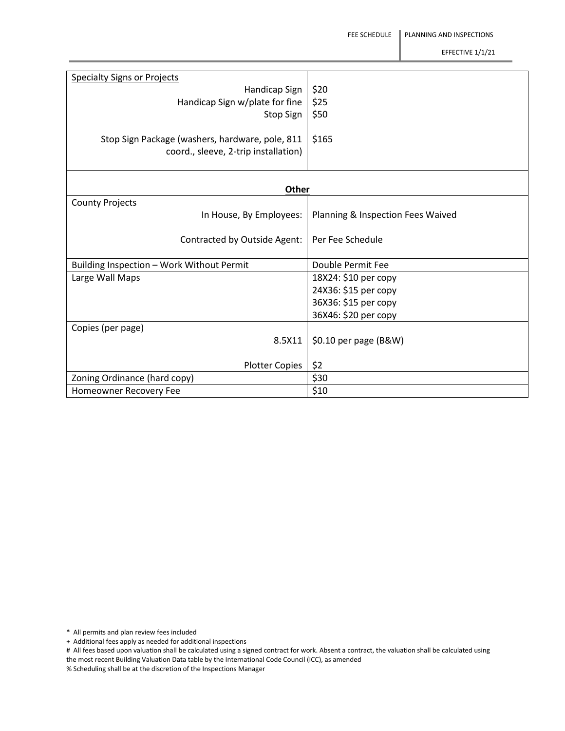| | |
|---|---|
| Specialty Signs or Projects | |
| Handicap Sign | $20 |
| Handicap Sign w/plate for fine | $25 |
| Stop Sign | $50 |
| Stop Sign Package (washers, hardware, pole, 811 coord., sleeve, 2-trip installation) | $165 |
| **Other** | |
| County Projects | |
| In House, By Employees: | Planning & Inspection Fees Waived |
| Contracted by Outside Agent: | Per Fee Schedule |
| Building Inspection – Work Without Permit | Double Permit Fee |
| Large Wall Maps | 18X24: $10 per copy<br>24X36: $15 per copy<br>36X36: $15 per copy<br>36X46: $20 per copy |
| Copies (per page) | |
| 8.5X11 | $0.10 per page (B&W) |
| Plotter Copies | $2 |
| Zoning Ordinance (hard copy) | $30 |
| Homeowner Recovery Fee | $10 |

* All permits and plan review fees included

+ Additional fees apply as needed for additional inspections

# All fees based upon valuation shall be calculated using a signed contract for work. Absent a contract, the valuation shall be calculated using the most recent Building Valuation Data table by the International Code Council (ICC), as amended

% Scheduling shall be at the discretion of the Inspections Manager